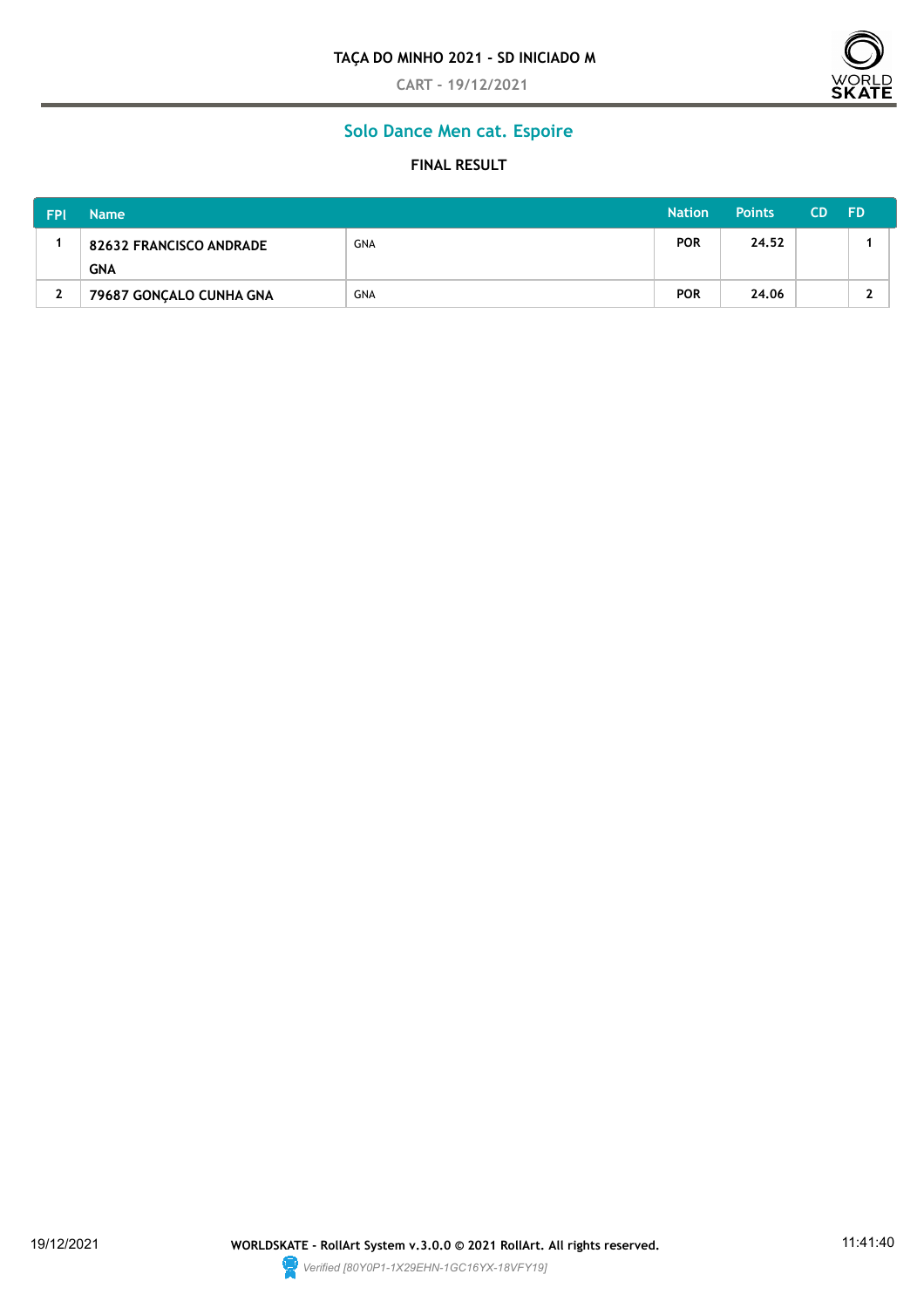# TAÇA DO MINHO 2021 - SD INICIADO M

CART - 19/12/2021

## Solo Dance Men cat. Espoire

### FINAL RESULT

| FPl | Name | | Nation | Points | CD | FD |
|---|---|---|---|---|---|---|
| 1 | 82632 FRANCISCO ANDRADE GNA | GNA | POR | 24.52 | | 1 |
| 2 | 79687 GONÇALO CUNHA GNA | GNA | POR | 24.06 | | 2 |

19/12/2021 **WORLDSKATE - RollArt System v.3.0.0 © 2021 RollArt. All rights reserved.** 11:41:40

*Verified [80Y0P1-1X29EHN-1GC16YX-18VFY19]*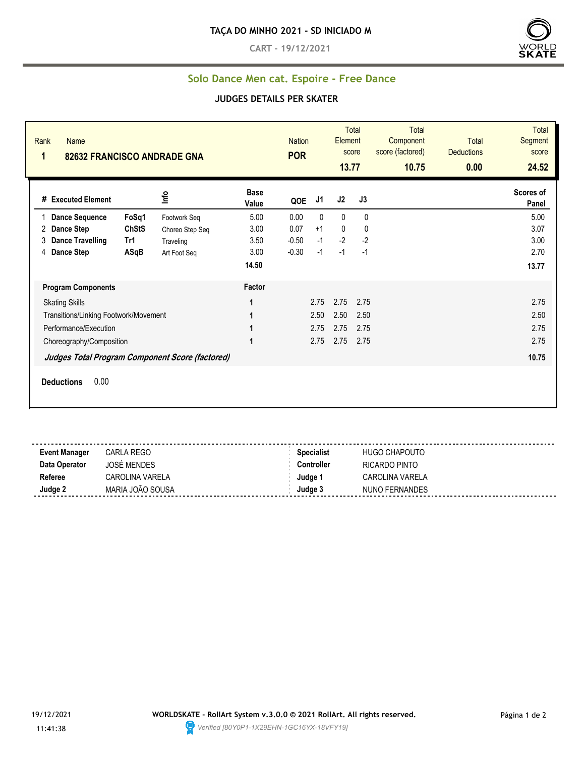# TAÇA DO MINHO 2021 - SD INICIADO M

**CART - 19/12/2021**

## Solo Dance Men cat. Espoire - Free Dance

### JUDGES DETAILS PER SKATER

| Rank | Name | Nation | Total Element score | Total Component score (factored) | Total Deductions | Total Segment score |
|---|---|---|---|---|---|---|
| 1 | 82632 FRANCISCO ANDRADE GNA | POR | 13.77 | 10.75 | 0.00 | 24.52 |

| # | Executed Element | | Info | Base Value | QOE | J1 | J2 | J3 | Scores of Panel |
|---|---|---|---|---|---|---|---|---|---|
| 1 | Dance Sequence | FoSq1 | Footwork Seq | 5.00 | 0.00 | 0 | 0 | 0 | 5.00 |
| 2 | Dance Step | ChStS | Choreo Step Seq | 3.00 | 0.07 | +1 | 0 | 0 | 3.07 |
| 3 | Dance Travelling | Tr1 | Traveling | 3.50 | -0.50 | -1 | -2 | -2 | 3.00 |
| 4 | Dance Step | ASqB | Art Foot Seq | 3.00 | -0.30 | -1 | -1 | -1 | 2.70 |
| | | | | 14.50 | | | | | 13.77 |

| Program Components | Factor | J1 | J2 | J3 | |
|---|---|---|---|---|---|
| Skating Skills | 1 | 2.75 | 2.75 | 2.75 | 2.75 |
| Transitions/Linking Footwork/Movement | 1 | 2.50 | 2.50 | 2.50 | 2.50 |
| Performance/Execution | 1 | 2.75 | 2.75 | 2.75 | 2.75 |
| Choreography/Composition | 1 | 2.75 | 2.75 | 2.75 | 2.75 |
| *Judges Total Program Component Score (factored)* | | | | | 10.75 |

**Deductions** 0.00

| | | | |
|---|---|---|---|
| **Event Manager** | CARLA REGO | **Specialist** | HUGO CHAPOUTO |
| **Data Operator** | JOSÉ MENDES | **Controller** | RICARDO PINTO |
| **Referee** | CAROLINA VARELA | **Judge 1** | CAROLINA VARELA |
| **Judge 2** | MARIA JOÃO SOUSA | **Judge 3** | NUNO FERNANDES |

19/12/2021 11:41:38

**WORLDSKATE - RollArt System v.3.0.0 © 2021 RollArt. All rights reserved.**

*Verified [80Y0P1-1X29EHN-1GC16YX-18VFY19]*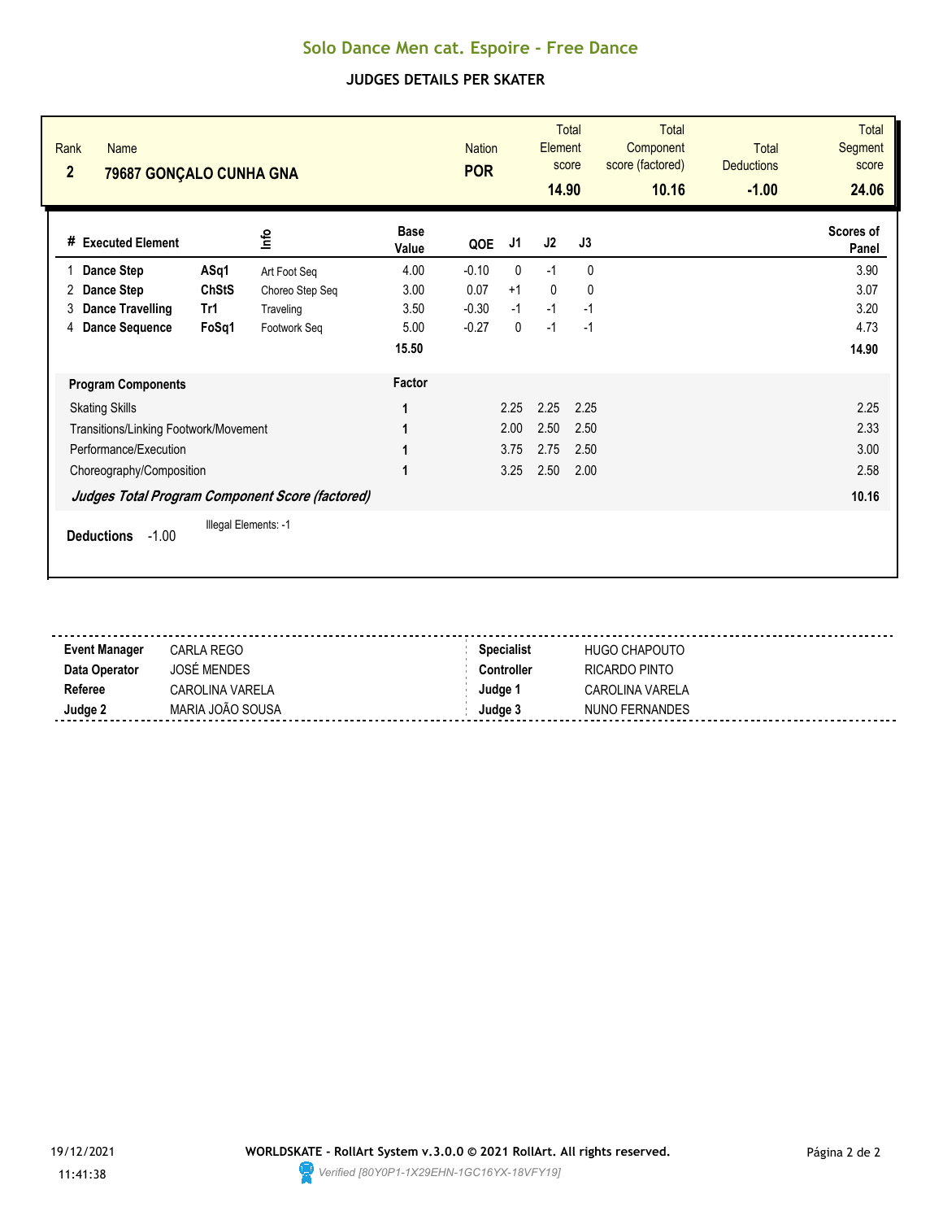## Solo Dance Men cat. Espoire - Free Dance

### JUDGES DETAILS PER SKATER

| Rank | Name | Nation | Total Element score | Total Component score (factored) | Total Deductions | Total Segment score |
|---|---|---|---|---|---|---|
| 2 | 79687 GONÇALO CUNHA GNA | POR | 14.90 | 10.16 | -1.00 | 24.06 |

| # | Executed Element | | Info | Base Value | QOE | J1 | J2 | J3 | Scores of Panel |
|---|---|---|---|---|---|---|---|---|---|
| 1 | Dance Step | ASq1 | Art Foot Seq | 4.00 | -0.10 | 0 | -1 | 0 | 3.90 |
| 2 | Dance Step | ChStS | Choreo Step Seq | 3.00 | 0.07 | +1 | 0 | 0 | 3.07 |
| 3 | Dance Travelling | Tr1 | Traveling | 3.50 | -0.30 | -1 | -1 | -1 | 3.20 |
| 4 | Dance Sequence | FoSq1 | Footwork Seq | 5.00 | -0.27 | 0 | -1 | -1 | 4.73 |
| | | | | 15.50 | | | | | 14.90 |

| Program Components | Factor | J1 | J2 | J3 | |
|---|---|---|---|---|---|
| Skating Skills | 1 | 2.25 | 2.25 | 2.25 | 2.25 |
| Transitions/Linking Footwork/Movement | 1 | 2.00 | 2.50 | 2.50 | 2.33 |
| Performance/Execution | 1 | 3.75 | 2.75 | 2.50 | 3.00 |
| Choreography/Composition | 1 | 3.25 | 2.50 | 2.00 | 2.58 |
| ***Judges Total Program Component Score (factored)*** | | | | | 10.16 |

**Deductions** -1.00 Illegal Elements: -1

| | | | |
|---|---|---|---|
| **Event Manager** | CARLA REGO | **Specialist** | HUGO CHAPOUTO |
| **Data Operator** | JOSÉ MENDES | **Controller** | RICARDO PINTO |
| **Referee** | CAROLINA VARELA | **Judge 1** | CAROLINA VARELA |
| **Judge 2** | MARIA JOÃO SOUSA | **Judge 3** | NUNO FERNANDES |

19/12/2021 11:41:38

**WORLDSKATE - RollArt System v.3.0.0 © 2021 RollArt. All rights reserved.**

*Verified [80Y0P1-1X29EHN-1GC16YX-18VFY19]*